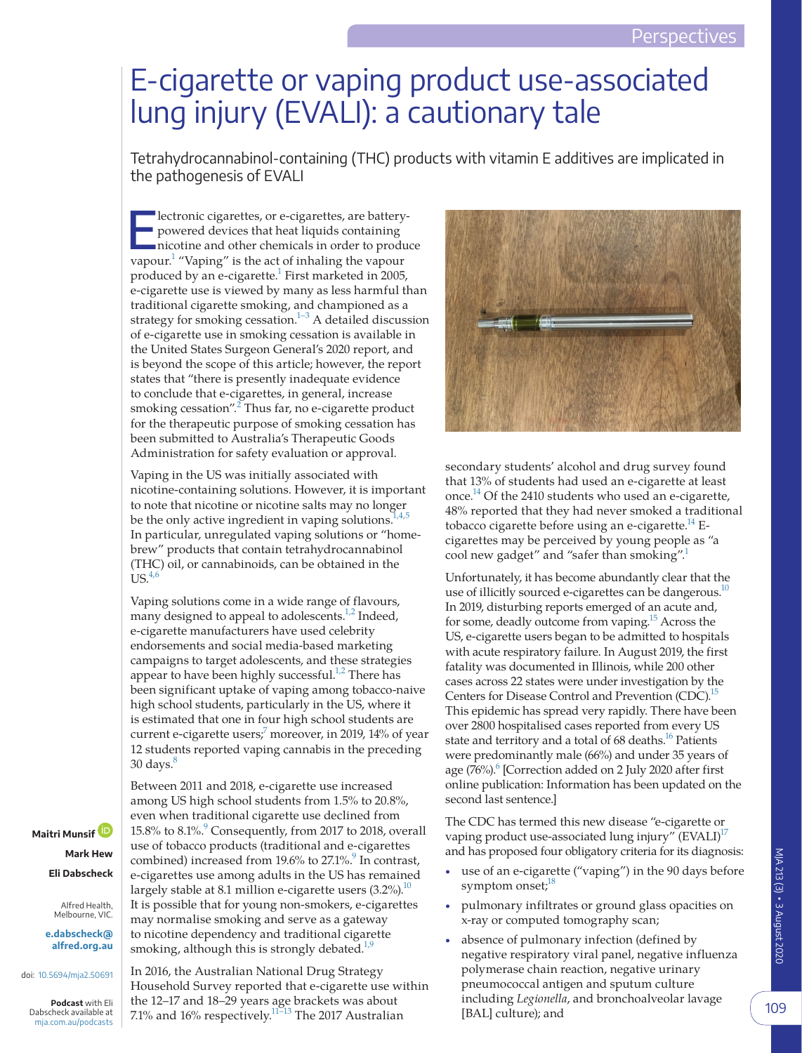Perspectives

# E-cigarette or vaping product use-associated lung injury (EVALI): a cautionary tale

Tetrahydrocannabinol-containing (THC) products with vitamin E additives are implicated in the pathogenesis of EVALI

**Maitri Munsif**
**Mark Hew**
**Eli Dabscheck**

Alfred Health, Melbourne, VIC.

**e.dabscheck@alfred.org.au**

doi: 10.5694/mja2.50691

**Podcast** with Eli Dabscheck available at mja.com.au/podcasts

Electronic cigarettes, or e-cigarettes, are battery-powered devices that heat liquids containing nicotine and other chemicals in order to produce vapour.[1] "Vaping" is the act of inhaling the vapour produced by an e-cigarette.[1] First marketed in 2005, e-cigarette use is viewed by many as less harmful than traditional cigarette smoking, and championed as a strategy for smoking cessation.[1–3] A detailed discussion of e-cigarette use in smoking cessation is available in the United States Surgeon General's 2020 report, and is beyond the scope of this article; however, the report states that "there is presently inadequate evidence to conclude that e-cigarettes, in general, increase smoking cessation".[2] Thus far, no e-cigarette product for the therapeutic purpose of smoking cessation has been submitted to Australia's Therapeutic Goods Administration for safety evaluation or approval.

Vaping in the US was initially associated with nicotine-containing solutions. However, it is important to note that nicotine or nicotine salts may no longer be the only active ingredient in vaping solutions.[1,4,5] In particular, unregulated vaping solutions or "home-brew" products that contain tetrahydrocannabinol (THC) oil, or cannabinoids, can be obtained in the US.[4,6]

Vaping solutions come in a wide range of flavours, many designed to appeal to adolescents.[1,2] Indeed, e-cigarette manufacturers have used celebrity endorsements and social media-based marketing campaigns to target adolescents, and these strategies appear to have been highly successful.[1,2] There has been significant uptake of vaping among tobacco-naive high school students, particularly in the US, where it is estimated that one in four high school students are current e-cigarette users;[7] moreover, in 2019, 14% of year 12 students reported vaping cannabis in the preceding 30 days.[8]

Between 2011 and 2018, e-cigarette use increased among US high school students from 1.5% to 20.8%, even when traditional cigarette use declined from 15.8% to 8.1%.[9] Consequently, from 2017 to 2018, overall use of tobacco products (traditional and e-cigarettes combined) increased from 19.6% to 27.1%.[9] In contrast, e-cigarettes use among adults in the US has remained largely stable at 8.1 million e-cigarette users (3.2%).[10] It is possible that for young non-smokers, e-cigarettes may normalise smoking and serve as a gateway to nicotine dependency and traditional cigarette smoking, although this is strongly debated.[1,9]

In 2016, the Australian National Drug Strategy Household Survey reported that e-cigarette use within the 12–17 and 18–29 years age brackets was about 7.1% and 16% respectively.[11–13] The 2017 Australian secondary students' alcohol and drug survey found that 13% of students had used an e-cigarette at least once.[14] Of the 2410 students who used an e-cigarette, 48% reported that they had never smoked a traditional tobacco cigarette before using an e-cigarette.[14] E-cigarettes may be perceived by young people as "a cool new gadget" and "safer than smoking".[1]

Unfortunately, it has become abundantly clear that the use of illicitly sourced e-cigarettes can be dangerous.[10] In 2019, disturbing reports emerged of an acute and, for some, deadly outcome from vaping.[15] Across the US, e-cigarette users began to be admitted to hospitals with acute respiratory failure. In August 2019, the first fatality was documented in Illinois, while 200 other cases across 22 states were under investigation by the Centers for Disease Control and Prevention (CDC).[15] This epidemic has spread very rapidly. There have been over 2800 hospitalised cases reported from every US state and territory and a total of 68 deaths.[16] Patients were predominantly male (66%) and under 35 years of age (76%).[6] [Correction added on 2 July 2020 after first online publication: Information has been updated on the second last sentence.]

The CDC has termed this new disease "e-cigarette or vaping product use-associated lung injury" (EVALI)[17] and has proposed four obligatory criteria for its diagnosis:

- use of an e-cigarette ("vaping") in the 90 days before symptom onset;[18]
- pulmonary infiltrates or ground glass opacities on x-ray or computed tomography scan;
- absence of pulmonary infection (defined by negative respiratory viral panel, negative influenza polymerase chain reaction, negative urinary pneumococcal antigen and sputum culture including *Legionella*, and bronchoalveolar lavage [BAL] culture); and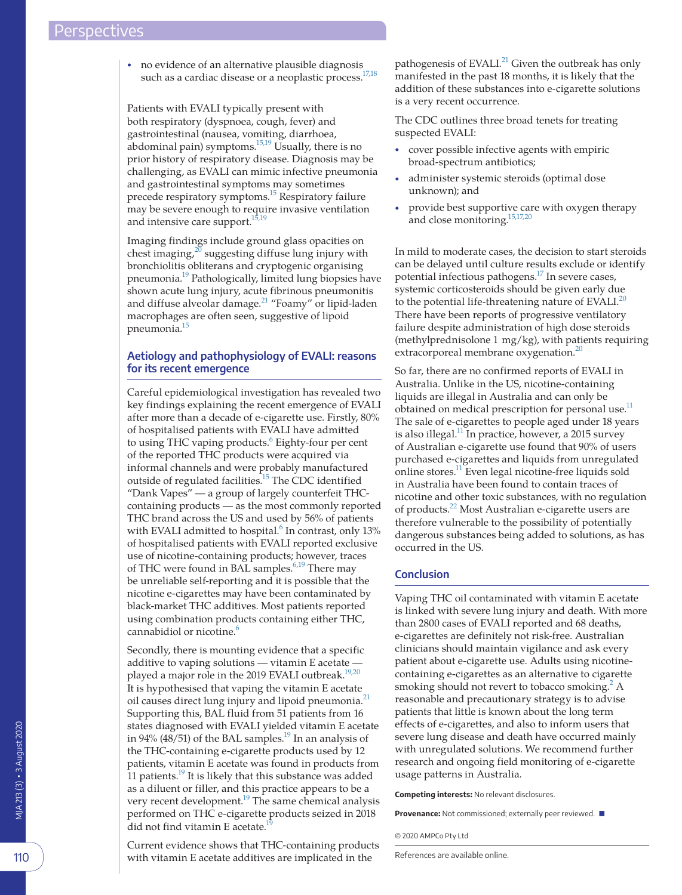- no evidence of an alternative plausible diagnosis such as a cardiac disease or a neoplastic process.[17,18]

Patients with EVALI typically present with both respiratory (dyspnoea, cough, fever) and gastrointestinal (nausea, vomiting, diarrhoea, abdominal pain) symptoms.[15,19] Usually, there is no prior history of respiratory disease. Diagnosis may be challenging, as EVALI can mimic infective pneumonia and gastrointestinal symptoms may sometimes precede respiratory symptoms.[15] Respiratory failure may be severe enough to require invasive ventilation and intensive care support.[15,19]

Imaging findings include ground glass opacities on chest imaging,[20] suggesting diffuse lung injury with bronchiolitis obliterans and cryptogenic organising pneumonia.[19] Pathologically, limited lung biopsies have shown acute lung injury, acute fibrinous pneumonitis and diffuse alveolar damage.[21] "Foamy" or lipid-laden macrophages are often seen, suggestive of lipoid pneumonia.[15]

## Aetiology and pathophysiology of EVALI: reasons for its recent emergence

Careful epidemiological investigation has revealed two key findings explaining the recent emergence of EVALI after more than a decade of e-cigarette use. Firstly, 80% of hospitalised patients with EVALI have admitted to using THC vaping products.[6] Eighty-four per cent of the reported THC products were acquired via informal channels and were probably manufactured outside of regulated facilities.[15] The CDC identified "Dank Vapes" — a group of largely counterfeit THC-containing products — as the most commonly reported THC brand across the US and used by 56% of patients with EVALI admitted to hospital.[6] In contrast, only 13% of hospitalised patients with EVALI reported exclusive use of nicotine-containing products; however, traces of THC were found in BAL samples.[6,19] There may be unreliable self-reporting and it is possible that the nicotine e-cigarettes may have been contaminated by black-market THC additives. Most patients reported using combination products containing either THC, cannabidiol or nicotine.[6]

Secondly, there is mounting evidence that a specific additive to vaping solutions — vitamin E acetate — played a major role in the 2019 EVALI outbreak.[19,20] It is hypothesised that vaping the vitamin E acetate oil causes direct lung injury and lipoid pneumonia.[21] Supporting this, BAL fluid from 51 patients from 16 states diagnosed with EVALI yielded vitamin E acetate in 94% (48/51) of the BAL samples.[19] In an analysis of the THC-containing e-cigarette products used by 12 patients, vitamin E acetate was found in products from 11 patients.[19] It is likely that this substance was added as a diluent or filler, and this practice appears to be a very recent development.[19] The same chemical analysis performed on THC e-cigarette products seized in 2018 did not find vitamin E acetate.[19]

Current evidence shows that THC-containing products with vitamin E acetate additives are implicated in the pathogenesis of EVALI.[21] Given the outbreak has only manifested in the past 18 months, it is likely that the addition of these substances into e-cigarette solutions is a very recent occurrence.

The CDC outlines three broad tenets for treating suspected EVALI:

- cover possible infective agents with empiric broad-spectrum antibiotics;
- administer systemic steroids (optimal dose unknown); and
- provide best supportive care with oxygen therapy and close monitoring.[15,17,20]

In mild to moderate cases, the decision to start steroids can be delayed until culture results exclude or identify potential infectious pathogens.[17] In severe cases, systemic corticosteroids should be given early due to the potential life-threatening nature of EVALI.[20] There have been reports of progressive ventilatory failure despite administration of high dose steroids (methylprednisolone 1 mg/kg), with patients requiring extracorporeal membrane oxygenation.[20]

So far, there are no confirmed reports of EVALI in Australia. Unlike in the US, nicotine-containing liquids are illegal in Australia and can only be obtained on medical prescription for personal use.[11] The sale of e-cigarettes to people aged under 18 years is also illegal.[11] In practice, however, a 2015 survey of Australian e-cigarette use found that 90% of users purchased e-cigarettes and liquids from unregulated online stores.[11] Even legal nicotine-free liquids sold in Australia have been found to contain traces of nicotine and other toxic substances, with no regulation of products.[22] Most Australian e-cigarette users are therefore vulnerable to the possibility of potentially dangerous substances being added to solutions, as has occurred in the US.

## Conclusion

Vaping THC oil contaminated with vitamin E acetate is linked with severe lung injury and death. With more than 2800 cases of EVALI reported and 68 deaths, e-cigarettes are definitely not risk-free. Australian clinicians should maintain vigilance and ask every patient about e-cigarette use. Adults using nicotine-containing e-cigarettes as an alternative to cigarette smoking should not revert to tobacco smoking.[2] A reasonable and precautionary strategy is to advise patients that little is known about the long term effects of e-cigarettes, and also to inform users that severe lung disease and death have occurred mainly with unregulated solutions. We recommend further research and ongoing field monitoring of e-cigarette usage patterns in Australia.

**Competing interests:** No relevant disclosures.

**Provenance:** Not commissioned; externally peer reviewed. ■

© 2020 AMPCo Pty Ltd

References are available online.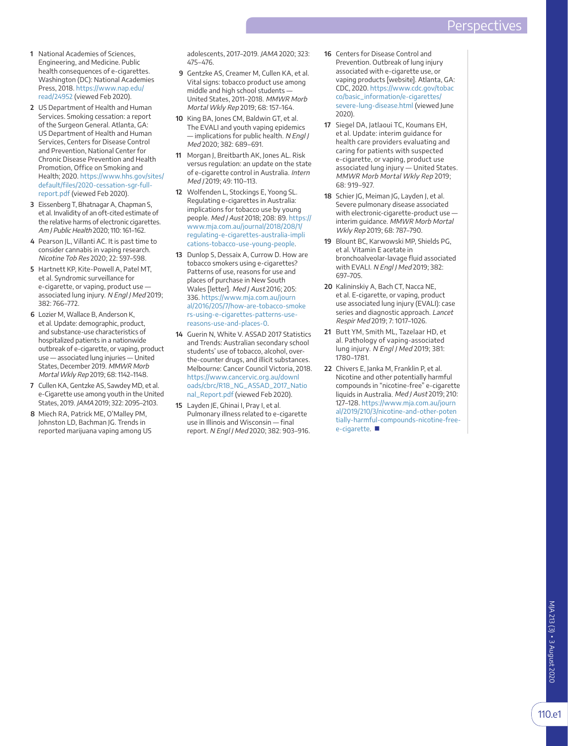1. National Academies of Sciences, Engineering, and Medicine. Public health consequences of e-cigarettes. Washington (DC): National Academies Press, 2018. https://www.nap.edu/read/24952 (viewed Feb 2020).
2. US Department of Health and Human Services. Smoking cessation: a report of the Surgeon General. Atlanta, GA: US Department of Health and Human Services, Centers for Disease Control and Prevention, National Center for Chronic Disease Prevention and Health Promotion, Office on Smoking and Health; 2020. https://www.hhs.gov/sites/default/files/2020-cessation-sgr-full-report.pdf (viewed Feb 2020).
3. Eissenberg T, Bhatnagar A, Chapman S, et al. Invalidity of an oft-cited estimate of the relative harms of electronic cigarettes. *Am J Public Health* 2020; 110: 161–162.
4. Pearson JL, Villanti AC. It is past time to consider cannabis in vaping research. *Nicotine Tob Res* 2020; 22: 597–598.
5. Hartnett KP, Kite-Powell A, Patel MT, et al. Syndromic surveillance for e-cigarette, or vaping, product use — associated lung injury. *N Engl J Med* 2019; 382: 766–772.
6. Lozier M, Wallace B, Anderson K, et al. Update: demographic, product, and substance-use characteristics of hospitalized patients in a nationwide outbreak of e-cigarette, or vaping, product use — associated lung injuries — United States, December 2019. *MMWR Morb Mortal Wkly Rep* 2019; 68: 1142–1148.
7. Cullen KA, Gentzke AS, Sawdey MD, et al. e-Cigarette use among youth in the United States, 2019. *JAMA* 2019; 322: 2095–2103.
8. Miech RA, Patrick ME, O'Malley PM, Johnston LD, Bachman JG. Trends in reported marijuana vaping among US adolescents, 2017–2019. *JAMA* 2020; 323: 475–476.
9. Gentzke AS, Creamer M, Cullen KA, et al. Vital signs: tobacco product use among middle and high school students — United States, 2011–2018. *MMWR Morb Mortal Wkly Rep* 2019; 68: 157–164.
10. King BA, Jones CM, Baldwin GT, et al. The EVALI and youth vaping epidemics — implications for public health. *N Engl J Med* 2020; 382: 689–691.
11. Morgan J, Breitbarth AK, Jones AL. Risk versus regulation: an update on the state of e-cigarette control in Australia. *Intern Med J* 2019; 49: 110–113.
12. Wolfenden L, Stockings E, Yoong SL. Regulating e-cigarettes in Australia: implications for tobacco use by young people. *Med J Aust* 2018; 208: 89. https://www.mja.com.au/journal/2018/208/1/regulating-e-cigarettes-australia-implications-tobacco-use-young-people.
13. Dunlop S, Dessaix A, Currow D. How are tobacco smokers using e-cigarettes? Patterns of use, reasons for use and places of purchase in New South Wales [letter]. *Med J Aust* 2016; 205: 336. https://www.mja.com.au/journal/2016/205/7/how-are-tobacco-smokers-using-e-cigarettes-patterns-use-reasons-use-and-places-0.
14. Guerin N, White V. ASSAD 2017 Statistics and Trends: Australian secondary school students' use of tobacco, alcohol, over-the-counter drugs, and illicit substances. Melbourne: Cancer Council Victoria, 2018. https://www.cancervic.org.au/downloads/cbrc/R18_NG_ASSAD_2017_National_Report.pdf (viewed Feb 2020).
15. Layden JE, Ghinai I, Pray I, et al. Pulmonary illness related to e-cigarette use in Illinois and Wisconsin — final report. *N Engl J Med* 2020; 382: 903–916.
16. Centers for Disease Control and Prevention. Outbreak of lung injury associated with e-cigarette use, or vaping products [website]. Atlanta, GA: CDC, 2020. https://www.cdc.gov/tobacco/basic_information/e-cigarettes/severe-lung-disease.html (viewed June 2020).
17. Siegel DA, Jatlaoui TC, Koumans EH, et al. Update: interim guidance for health care providers evaluating and caring for patients with suspected e-cigarette, or vaping, product use associated lung injury — United States. *MMWR Morb Mortal Wkly Rep* 2019; 68: 919–927.
18. Schier JG, Meiman JG, Layden J, et al. Severe pulmonary disease associated with electronic-cigarette-product use — interim guidance. *MMWR Morb Mortal Wkly Rep* 2019; 68: 787–790.
19. Blount BC, Karwowski MP, Shields PG, et al. Vitamin E acetate in bronchoalveolar-lavage fluid associated with EVALI. *N Engl J Med* 2019; 382: 697–705.
20. Kalininskiy A, Bach CT, Nacca NE, et al. E-cigarette, or vaping, product use associated lung injury (EVALI): case series and diagnostic approach. *Lancet Respir Med* 2019; 7: 1017–1026.
21. Butt YM, Smith ML, Tazelaar HD, et al. Pathology of vaping-associated lung injury. *N Engl J Med* 2019; 381: 1780–1781.
22. Chivers E, Janka M, Franklin P, et al. Nicotine and other potentially harmful compounds in "nicotine-free" e-cigarette liquids in Australia. *Med J Aust* 2019; 210: 127–128. https://www.mja.com.au/journal/2019/210/3/nicotine-and-other-potentially-harmful-compounds-nicotine-free-e-cigarette. ■